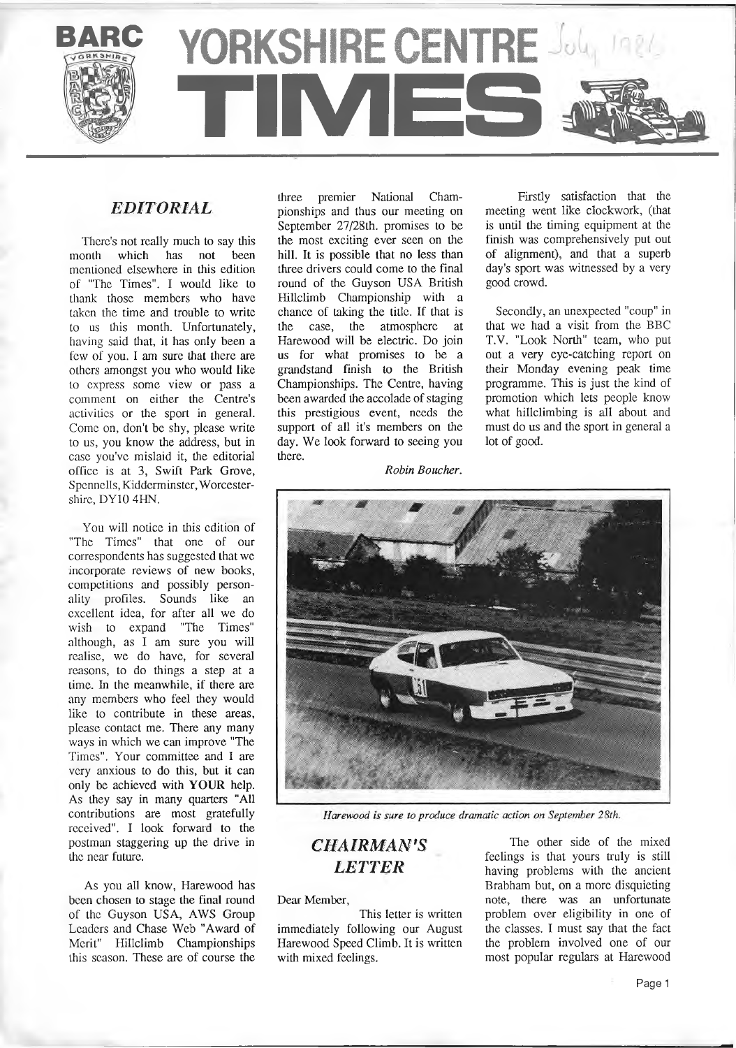# BARC YORKSHIRE CENTRE TIMES

July 1986

## *EDITORIAL*

There's not really much to say this month which has not been mentioned elsewhere in this edition of "The Times". I would like to thank those members who have taken the time and trouble to write to us this month. Unfortunately, having said that, it has only been a few of you. I am sure that there are others amongst you who would like to express some view or pass a comment on either the Centre's activities or the sport in general. Come on, don't be shy, please write to us, you know the address, but in case you've mislaid it, the editorial office is at 3, Swift Park Grove, Spennells, Kidderminster, Worcestershire, DY10 4HN.

You will notice in this edition of "The Times" that one of our correspondents has suggested that we incorporate reviews of new books, competitions and possibly personality profiles. Sounds like an excellent idea, for after all we do wish to expand "The Times" although, as I am sure you will realise, we do have, for several reasons, to do things a step at a time. In the meanwhile, if there are any members who feel they would like to contribute in these areas, please contact me. There any many ways in which we can improve "The Times". Your committee and I are very anxious to do this, but it can only be achieved with **YOUR** help. As they say in many quarters "All contributions are most gratefully received". I look forward to the postman staggering up the drive in the near future.

As you all know, Harewood has been chosen to stage the final round of the Guyson USA, AWS Group Leaders and Chase Web "Award of Merit" Hillclimb Championships this season. These are of course the three premier National Championships and thus our meeting on September 27/28th. promises to be the most exciting ever seen on the hill. It is possible that no less than three drivers could come to the final round of the Guyson USA British Hillclimb Championship with a chance of taking the title. If that is the case, the atmosphere at Harewood will be electric. Do join us for what promises to be a grandstand finish to the British Championships. The Centre, having been awarded the accolade of staging this prestigious event, needs the support of all it's members on the day. We look forward to seeing you there.

*Robin Boucher.*

*Harewood is sure to produce dramatic action on September 28th.*

## *CHAIRMAN'S LETTER*

Dear Member,

This letter is written immediately following our August Harewood Speed Climb. It is written with mixed feelings.

Firstly satisfaction that the meeting went like clockwork, (that is until the timing equipment at the finish was comprehensively put out of alignment), and that a superb day's sport was witnessed by a very good crowd.

Secondly, an unexpected "coup" in that we had a visit from the BBC T.V. "Look North" team, who put out a very eye-catching report on their Monday evening peak time programme. This is just the kind of promotion which lets people know what hillclimbing is all about and must do us and the sport in general a lot of good.

The other side of the mixed feelings is that yours truly is still having problems with the ancient Brabham but, on a more disquieting note, there was an unfortunate problem over eligibility in one of the classes. I must say that the fact the problem involved one of our most popular regulars at Harewood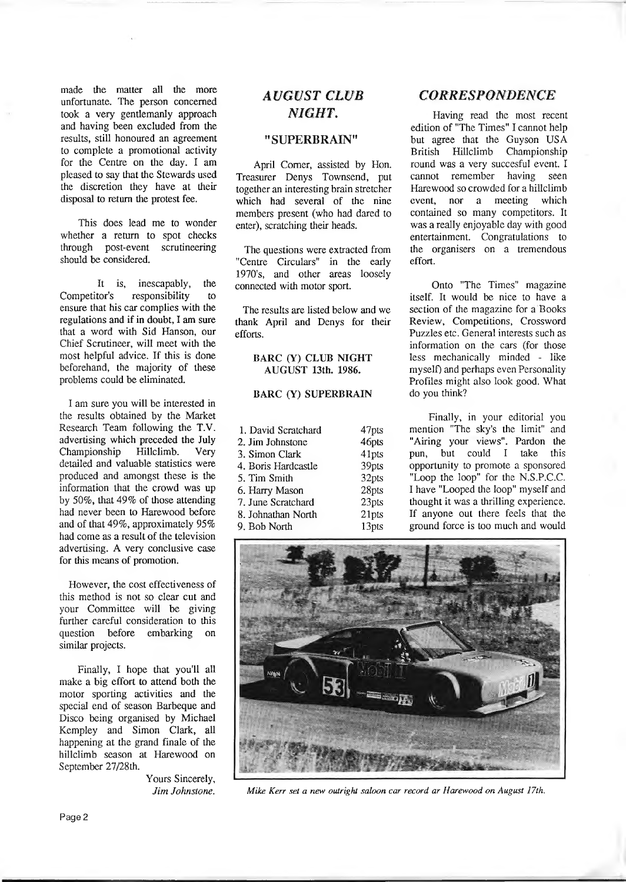made the matter all the more unfortunate. The person concerned took a very gentlemanly approach and having been excluded from the results, still honoured an agreement to complete a promotional activity for the Centre on the day. I am pleased to say that the Stewards used the discretion they have at their disposal to return the protest fee.

This does lead me to wonder whether a return to spot checks through post-event scrutineering should be considered.

It is, inescapably, the Competitor's responsibility to ensure that his car complies with the regulations and if in doubt, I am sure that a word with Sid Hanson, our Chief Scrutineer, will meet with the most helpful advice. If this is done beforehand, the majority of these problems could be eliminated.

I am sure you will be interested in the results obtained by the Market Research Team following the T.V. advertising which preceded the July Championship Hillclimb. Very detailed and valuable statistics were produced and amongst these is the information that the crowd was up by 50%, that 49% of those attending had never been to Harewood before and of that 49%, approximately 95% had come as a result of the television advertising. A very conclusive case for this means of promotion.

However, the cost effectiveness of this method is not so clear cut and your Committee will be giving further careful consideration to this question before embarking on similar projects.

Finally, I hope that you'll all make a big effort to attend both the motor sporting activities and the special end of season Barbeque and Disco being organised by Michael Kempley and Simon Clark, all happening at the grand finale of the hillclimb season at Harewood on September 27/28th.

Yours Sincerely,
*Jim Johnstone.*

## *AUGUST CLUB NIGHT.*

### "SUPERBRAIN"

April Corner, assisted by Hon. Treasurer Denys Townsend, put together an interesting brain stretcher which had several of the nine members present (who had dared to enter), scratching their heads.

The questions were extracted from "Centre Circulars" in the early 1970's, and other areas loosely connected with motor sport.

The results are listed below and we thank April and Denys for their efforts.

**BARC (Y) CLUB NIGHT**
**AUGUST 13th. 1986.**

**BARC (Y) SUPERBRAIN**

| | |
|---|---|
| 1. David Scratchard | 47pts |
| 2. Jim Johnstone | 46pts |
| 3. Simon Clark | 41pts |
| 4. Boris Hardcastle | 39pts |
| 5. Tim Smith | 32pts |
| 6. Harry Mason | 28pts |
| 7. June Scratchard | 23pts |
| 8. Johnathan North | 21pts |
| 9. Bob North | 13pts |

## *CORRESPONDENCE*

Having read the most recent edition of "The Times" I cannot help but agree that the Guyson USA British Hillclimb Championship round was a very succesful event. I cannot remember having seen Harewood so crowded for a hillclimb event, nor a meeting which contained so many competitors. It was a really enjoyable day with good entertainment. Congratulations to the organisers on a tremendous effort.

Onto "The Times" magazine itself. It would be nice to have a section of the magazine for a Books Review, Competitions, Crossword Puzzles etc. General interests such as information on the cars (for those less mechanically minded - like myself) and perhaps even Personality Profiles might also look good. What do you think?

Finally, in your editorial you mention "The sky's the limit" and "Airing your views". Pardon the pun, but could I take this opportunity to promote a sponsored "Loop the loop" for the N.S.P.C.C. I have "Looped the loop" myself and thought it was a thrilling experience. If anyone out there feels that the ground force is too much and would

*Mike Kerr set a new outright saloon car record ar Harewood on August 17th.*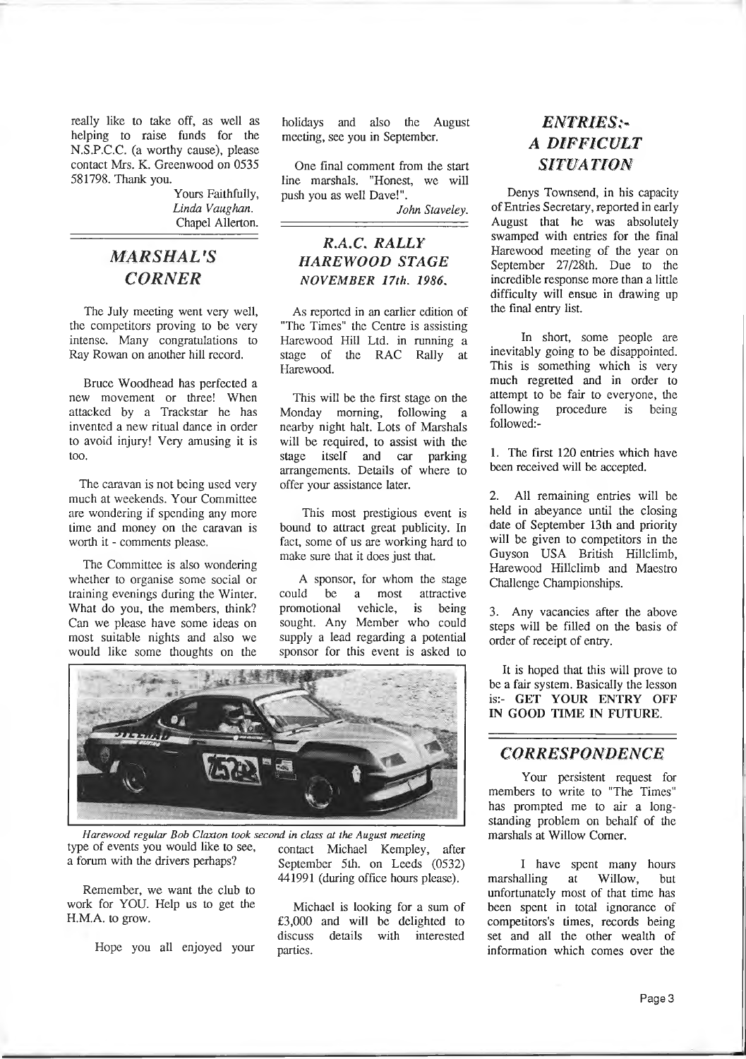really like to take off, as well as helping to raise funds for the N.S.P.C.C. (a worthy cause), please contact Mrs. K. Greenwood on 0535 581798. Thank you.

Yours Faithfully,
*Linda Vaughan.*
Chapel Allerton.

## MARSHAL'S CORNER

The July meeting went very well, the competitors proving to be very intense. Many congratulations to Ray Rowan on another hill record.

Bruce Woodhead has perfected a new movement or three! When attacked by a Trackstar he has invented a new ritual dance in order to avoid injury! Very amusing it is too.

The caravan is not being used very much at weekends. Your Committee are wondering if spending any more time and money on the caravan is worth it - comments please.

The Committee is also wondering whether to organise some social or training evenings during the Winter. What do you, the members, think? Can we please have some ideas on most suitable nights and also we would like some thoughts on the type of events you would like to see, a forum with the drivers perhaps?

Remember, we want the club to work for YOU. Help us to get the H.M.A. to grow.

Hope you all enjoyed your holidays and also the August meeting, see you in September.

One final comment from the start line marshals. "Honest, we will push you as well Dave!".

*John Staveley.*

## R.A.C. RALLY HAREWOOD STAGE
### *NOVEMBER 17th. 1986.*

As reported in an earlier edition of "The Times" the Centre is assisting Harewood Hill Ltd. in running a stage of the RAC Rally at Harewood.

This will be the first stage on the Monday morning, following a nearby night halt. Lots of Marshals will be required, to assist with the stage itself and car parking arrangements. Details of where to offer your assistance later.

This most prestigious event is bound to attract great publicity. In fact, some of us are working hard to make sure that it does just that.

A sponsor, for whom the stage could be a most attractive promotional vehicle, is being sought. Any Member who could supply a lead regarding a potential sponsor for this event is asked to contact Michael Kempley, after September 5th. on Leeds (0532) 441991 (during office hours please).

Michael is looking for a sum of £3,000 and will be delighted to discuss details with interested parties.

*Harewood regular Bob Claxton took second in class at the August meeting*

## ENTRIES:- A DIFFICULT SITUATION

Denys Townsend, in his capacity of Entries Secretary, reported in early August that he was absolutely swamped with entries for the final Harewood meeting of the year on September 27/28th. Due to the incredible response more than a little difficulty will ensue in drawing up the final entry list.

In short, some people are inevitably going to be disappointed. This is something which is very much regretted and in order to attempt to be fair to everyone, the following procedure is being followed:-

1. The first 120 entries which have been received will be accepted.

2. All remaining entries will be held in abeyance until the closing date of September 13th and priority will be given to competitors in the Guyson USA British Hillclimb, Harewood Hillclimb and Maestro Challenge Championships.

3. Any vacancies after the above steps will be filled on the basis of order of receipt of entry.

It is hoped that this will prove to be a fair system. Basically the lesson is:- **GET YOUR ENTRY OFF IN GOOD TIME IN FUTURE.**

## CORRESPONDENCE

Your persistent request for members to write to "The Times" has prompted me to air a long-standing problem on behalf of the marshals at Willow Corner.

I have spent many hours marshalling at Willow, but unfortunately most of that time has been spent in total ignorance of competitors's times, records being set and all the other wealth of information which comes over the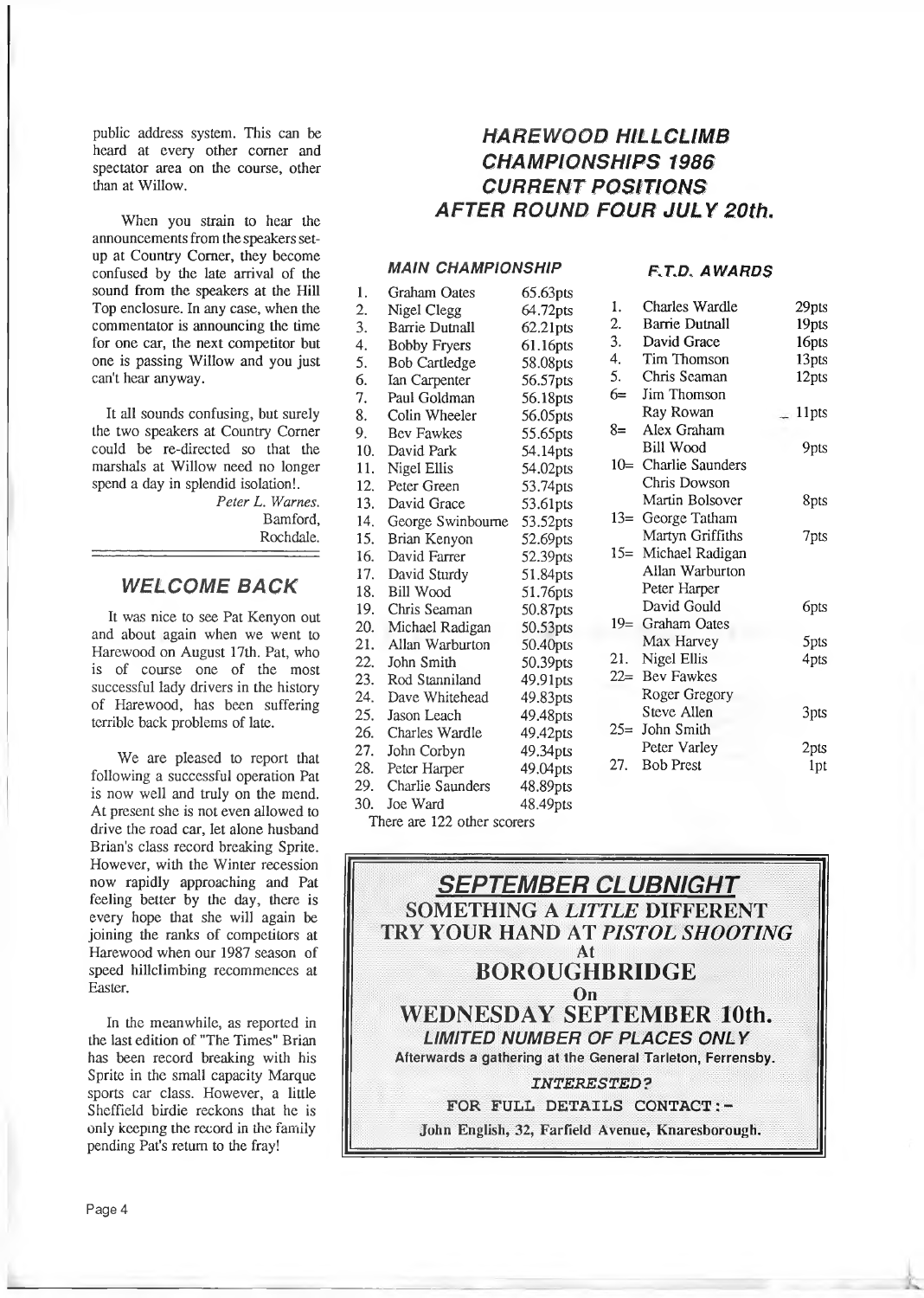public address system. This can be heard at every other corner and spectator area on the course, other than at Willow.

When you strain to hear the announcements from the speakers set-up at Country Corner, they become confused by the late arrival of the sound from the speakers at the Hill Top enclosure. In any case, when the commentator is announcing the time for one car, the next competitor but one is passing Willow and you just can't hear anyway.

It all sounds confusing, but surely the two speakers at Country Corner could be re-directed so that the marshals at Willow need no longer spend a day in splendid isolation!.

*Peter L. Warnes.*
Bamford,
Rochdale.

## WELCOME BACK

It was nice to see Pat Kenyon out and about again when we went to Harewood on August 17th. Pat, who is of course one of the most successful lady drivers in the history of Harewood, has been suffering terrible back problems of late.

We are pleased to report that following a successful operation Pat is now well and truly on the mend. At present she is not even allowed to drive the road car, let alone husband Brian's class record breaking Sprite. However, with the Winter recession now rapidly approaching and Pat feeling better by the day, there is every hope that she will again be joining the ranks of competitors at Harewood when our 1987 season of speed hillclimbing recommences at Easter.

In the meanwhile, as reported in the last edition of "The Times" Brian has been record breaking with his Sprite in the small capacity Marque sports car class. However, a little Sheffield birdie reckons that he is only keeping the record in the family pending Pat's return to the fray!

## HAREWOOD HILLCLIMB CHAMPIONSHIPS 1986 CURRENT POSITIONS AFTER ROUND FOUR JULY 20th.

### MAIN CHAMPIONSHIP

| | | |
|---|---|---|
| 1. | Graham Oates | 65.63pts |
| 2. | Nigel Clegg | 64.72pts |
| 3. | Barrie Dutnall | 62.21pts |
| 4. | Bobby Fryers | 61.16pts |
| 5. | Bob Cartledge | 58.08pts |
| 6. | Ian Carpenter | 56.57pts |
| 7. | Paul Goldman | 56.18pts |
| 8. | Colin Wheeler | 56.05pts |
| 9. | Bev Fawkes | 55.65pts |
| 10. | David Park | 54.14pts |
| 11. | Nigel Ellis | 54.02pts |
| 12. | Peter Green | 53.74pts |
| 13. | David Grace | 53.61pts |
| 14. | George Swinbourne | 53.52pts |
| 15. | Brian Kenyon | 52.69pts |
| 16. | David Farrer | 52.39pts |
| 17. | David Sturdy | 51.84pts |
| 18. | Bill Wood | 51.76pts |
| 19. | Chris Seaman | 50.87pts |
| 20. | Michael Radigan | 50.53pts |
| 21. | Allan Warburton | 50.40pts |
| 22. | John Smith | 50.39pts |
| 23. | Rod Stanniland | 49.91pts |
| 24. | Dave Whitehead | 49.83pts |
| 25. | Jason Leach | 49.48pts |
| 26. | Charles Wardle | 49.42pts |
| 27. | John Corbyn | 49.34pts |
| 28. | Peter Harper | 49.04pts |
| 29. | Charlie Saunders | 48.89pts |
| 30. | Joe Ward | 48.49pts |

There are 122 other scorers

### F.T.D. AWARDS

| | | |
|---|---|---|
| 1. | Charles Wardle | 29pts |
| 2. | Barrie Dutnall | 19pts |
| 3. | David Grace | 16pts |
| 4. | Tim Thomson | 13pts |
| 5. | Chris Seaman | 12pts |
| 6= | Jim Thomson | |
| | Ray Rowan | 11pts |
| 8= | Alex Graham | |
| | Bill Wood | 9pts |
| 10= | Charlie Saunders | |
| | Chris Dowson | |
| | Martin Bolsover | 8pts |
| 13= | George Tatham | |
| | Martyn Griffiths | 7pts |
| 15= | Michael Radigan | |
| | Allan Warburton | |
| | Peter Harper | |
| | David Gould | 6pts |
| 19= | Graham Oates | |
| | Max Harvey | 5pts |
| 21. | Nigel Ellis | 4pts |
| 22= | Bev Fawkes | |
| | Roger Gregory | |
| | Steve Allen | 3pts |
| 25= | John Smith | |
| | Peter Varley | 2pts |
| 27. | Bob Prest | 1pt |

## SEPTEMBER CLUBNIGHT

**SOMETHING A *LITTLE* DIFFERENT**
**TRY YOUR HAND AT *PISTOL SHOOTING***
**At**
**BOROUGHBRIDGE**
**On**
**WEDNESDAY SEPTEMBER 10th.**

***LIMITED NUMBER OF PLACES ONLY***

**Afterwards a gathering at the General Tarleton, Ferrensby.**

*INTERESTED?*

FOR FULL DETAILS CONTACT:-

**John English, 32, Farfield Avenue, Knaresborough.**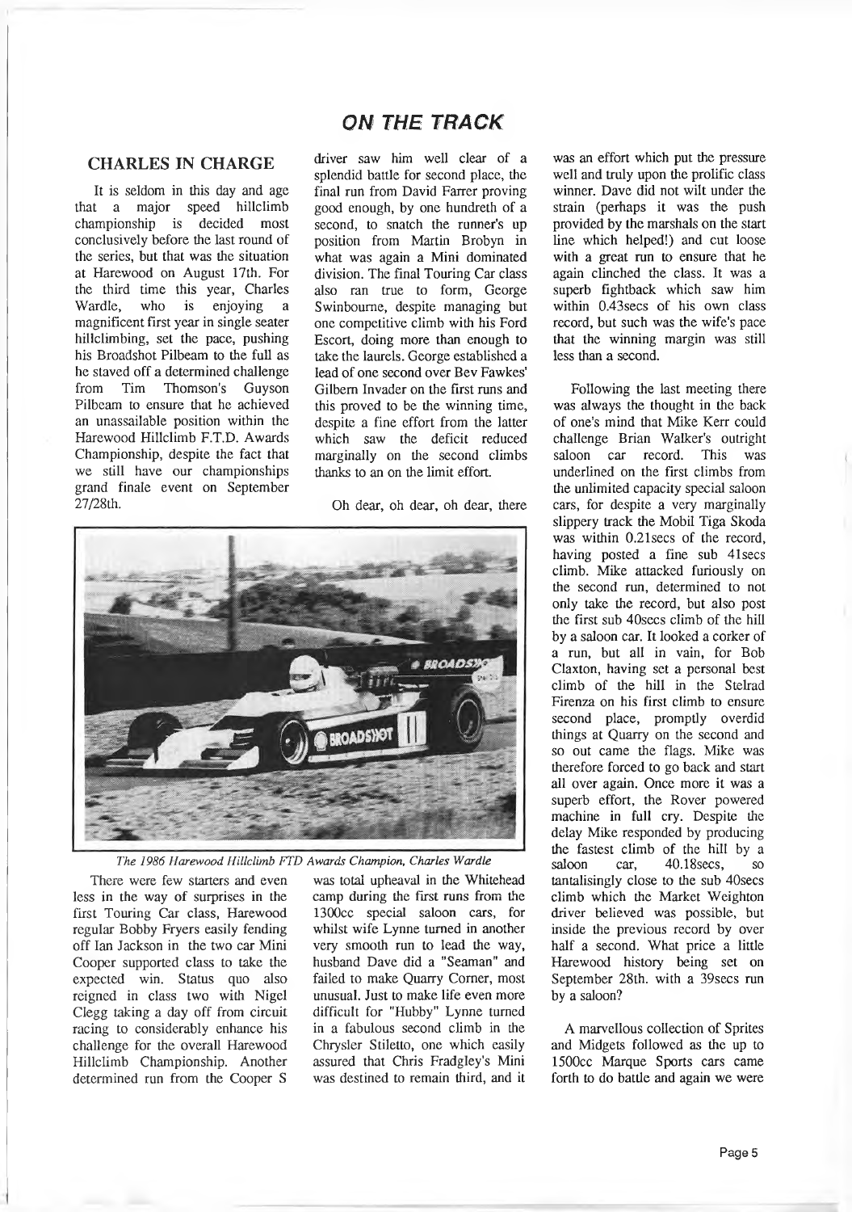# ON THE TRACK

## CHARLES IN CHARGE

It is seldom in this day and age that a major speed hillclimb championship is decided most conclusively before the last round of the series, but that was the situation at Harewood on August 17th. For the third time this year, Charles Wardle, who is enjoying a magnificent first year in single seater hillclimbing, set the pace, pushing his Broadshot Pilbeam to the full as he staved off a determined challenge from Tim Thomson's Guyson Pilbeam to ensure that he achieved an unassailable position within the Harewood Hillclimb F.T.D. Awards Championship, despite the fact that we still have our championships grand finale event on September 27/28th.

*The 1986 Harewood Hillclimb FTD Awards Champion, Charles Wardle*

There were few starters and even less in the way of surprises in the first Touring Car class, Harewood regular Bobby Fryers easily fending off Ian Jackson in the two car Mini Cooper supported class to take the expected win. Status quo also reigned in class two with Nigel Clegg taking a day off from circuit racing to considerably enhance his challenge for the overall Harewood Hillclimb Championship. Another determined run from the Cooper S driver saw him well clear of a splendid battle for second place, the final run from David Farrer proving good enough, by one hundreth of a second, to snatch the runner's up position from Martin Brobyn in what was again a Mini dominated division. The final Touring Car class also ran true to form, George Swinbourne, despite managing but one competitive climb with his Ford Escort, doing more than enough to take the laurels. George established a lead of one second over Bev Fawkes' Gilbern Invader on the first runs and this proved to be the winning time, despite a fine effort from the latter which saw the deficit reduced marginally on the second climbs thanks to an on the limit effort.

Oh dear, oh dear, oh dear, there was total upheaval in the Whitehead camp during the first runs from the 1300cc special saloon cars, for whilst wife Lynne turned in another very smooth run to lead the way, husband Dave did a "Seaman" and failed to make Quarry Corner, most unusual. Just to make life even more difficult for "Hubby" Lynne turned in a fabulous second climb in the Chrysler Stiletto, one which easily assured that Chris Fradgley's Mini was destined to remain third, and it was an effort which put the pressure well and truly upon the prolific class winner. Dave did not wilt under the strain (perhaps it was the push provided by the marshals on the start line which helped!) and cut loose with a great run to ensure that he again clinched the class. It was a superb fightback which saw him within 0.43secs of his own class record, but such was the wife's pace that the winning margin was still less than a second.

Following the last meeting there was always the thought in the back of one's mind that Mike Kerr could challenge Brian Walker's outright saloon car record. This was underlined on the first climbs from the unlimited capacity special saloon cars, for despite a very marginally slippery track the Mobil Tiga Skoda was within 0.21secs of the record, having posted a fine sub 41secs climb. Mike attacked furiously on the second run, determined to not only take the record, but also post the first sub 40secs climb of the hill by a saloon car. It looked a corker of a run, but all in vain, for Bob Claxton, having set a personal best climb of the hill in the Stelrad Firenza on his first climb to ensure second place, promptly overdid things at Quarry on the second and so out came the flags. Mike was therefore forced to go back and start all over again. Once more it was a superb effort, the Rover powered machine in full cry. Despite the delay Mike responded by producing the fastest climb of the hill by a saloon car, 40.18secs, so tantalisingly close to the sub 40secs climb which the Market Weighton driver believed was possible, but inside the previous record by over half a second. What price a little Harewood history being set on September 28th. with a 39secs run by a saloon?

A marvellous collection of Sprites and Midgets followed as the up to 1500cc Marque Sports cars came forth to do battle and again we were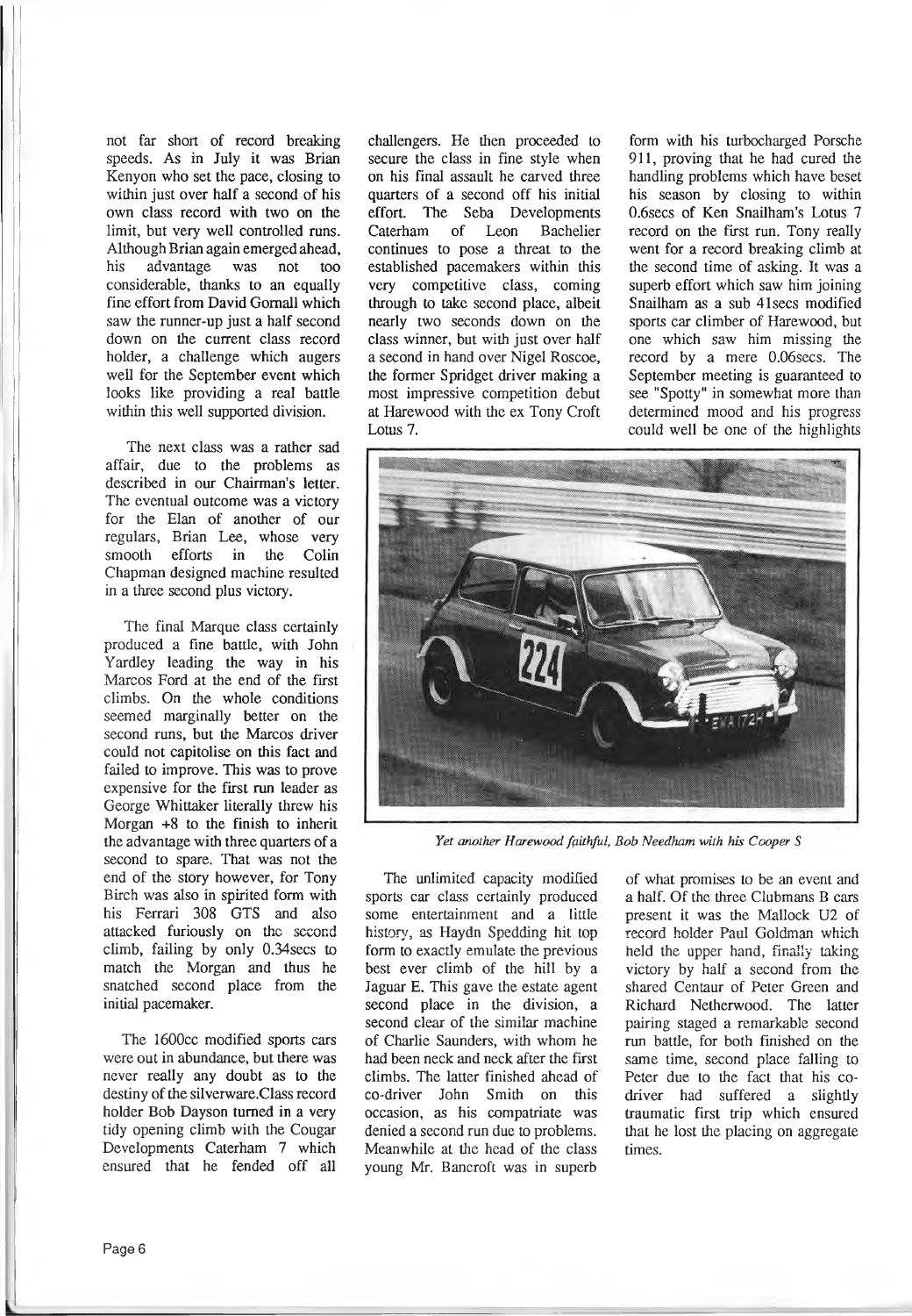not far short of record breaking speeds. As in July it was Brian Kenyon who set the pace, closing to within just over half a second of his own class record with two on the limit, but very well controlled runs. Although Brian again emerged ahead, his advantage was not too considerable, thanks to an equally fine effort from David Gornall which saw the runner-up just a half second down on the current class record holder, a challenge which augers well for the September event which looks like providing a real battle within this well supported division.

The next class was a rather sad affair, due to the problems as described in our Chairman's letter. The eventual outcome was a victory for the Elan of another of our regulars, Brian Lee, whose very smooth efforts in the Colin Chapman designed machine resulted in a three second plus victory.

The final Marque class certainly produced a fine battle, with John Yardley leading the way in his Marcos Ford at the end of the first climbs. On the whole conditions seemed marginally better on the second runs, but the Marcos driver could not capitolise on this fact and failed to improve. This was to prove expensive for the first run leader as George Whittaker literally threw his Morgan +8 to the finish to inherit the advantage with three quarters of a second to spare. That was not the end of the story however, for Tony Birch was also in spirited form with his Ferrari 308 GTS and also attacked furiously on the second climb, failing by only 0.34secs to match the Morgan and thus he snatched second place from the initial pacemaker.

The 1600cc modified sports cars were out in abundance, but there was never really any doubt as to the destiny of the silverware.Class record holder Bob Dayson turned in a very tidy opening climb with the Cougar Developments Caterham 7 which ensured that he fended off all challengers. He then proceeded to secure the class in fine style when on his final assault he carved three quarters of a second off his initial effort. The Seba Developments Caterham of Leon Bachelier continues to pose a threat to the established pacemakers within this very competitive class, coming through to take second place, albeit nearly two seconds down on the class winner, but with just over half a second in hand over Nigel Roscoe, the former Spridget driver making a most impressive competition debut at Harewood with the ex Tony Croft Lotus 7.

The unlimited capacity modified sports car class certainly produced some entertainment and a little history, as Haydn Spedding hit top form to exactly emulate the previous best ever climb of the hill by a Jaguar E. This gave the estate agent second place in the division, a second clear of the similar machine of Charlie Saunders, with whom he had been neck and neck after the first climbs. The latter finished ahead of co-driver John Smith on this occasion, as his compatriate was denied a second run due to problems. Meanwhile at the head of the class young Mr. Bancroft was in superb form with his turbocharged Porsche 911, proving that he had cured the handling problems which have beset his season by closing to within 0.6secs of Ken Snailham's Lotus 7 record on the first run. Tony really went for a record breaking climb at the second time of asking. It was a superb effort which saw him joining Snailham as a sub 41secs modified sports car climber of Harewood, but one which saw him missing the record by a mere 0.06secs. The September meeting is guaranteed to see "Spotty" in somewhat more than determined mood and his progress could well be one of the highlights of what promises to be an event and a half. Of the three Clubmans B cars present it was the Mallock U2 of record holder Paul Goldman which held the upper hand, finally taking victory by half a second from the shared Centaur of Peter Green and Richard Netherwood. The latter pairing staged a remarkable second run battle, for both finished on the same time, second place falling to Peter due to the fact that his co-driver had suffered a slightly traumatic first trip which ensured that he lost the placing on aggregate times.

*Yet another Harewood faithful, Bob Needham with his Cooper S*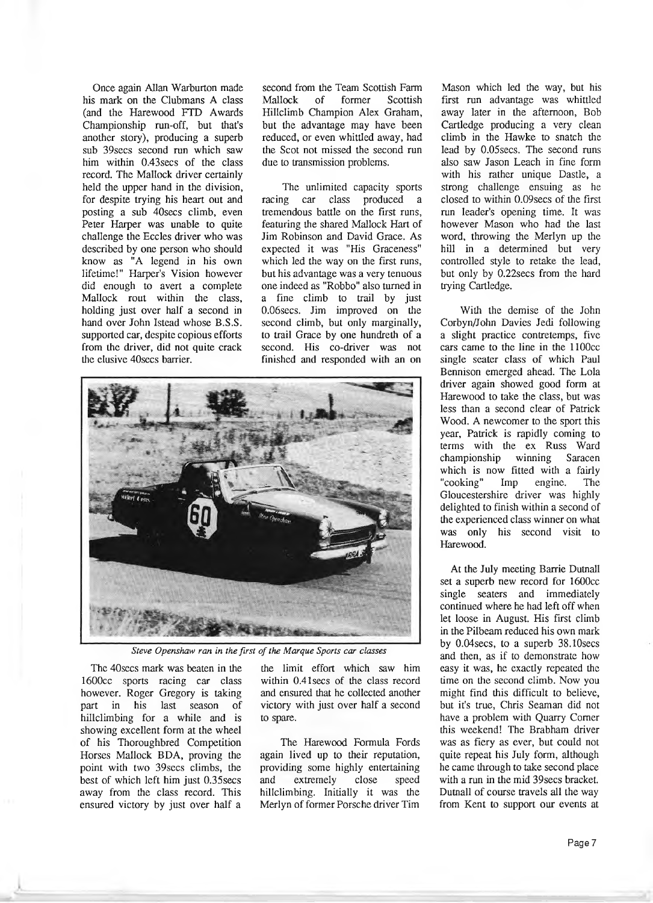Once again Allan Warburton made his mark on the Clubmans A class (and the Harewood FTD Awards Championship run-off, but that's another story), producing a superb sub 39secs second run which saw him within 0.43secs of the class record. The Mallock driver certainly held the upper hand in the division, for despite trying his heart out and posting a sub 40secs climb, even Peter Harper was unable to quite challenge the Eccles driver who was described by one person who should know as "A legend in his own lifetime!" Harper's Vision however did enough to avert a complete Mallock rout within the class, holding just over half a second in hand over John Istead whose B.S.S. supported car, despite copious efforts from the driver, did not quite crack the elusive 40secs barrier.

The 40secs mark was beaten in the 1600cc sports racing car class however. Roger Gregory is taking part in his last season of hillclimbing for a while and is showing excellent form at the wheel of his Thoroughbred Competition Horses Mallock BDA, proving the point with two 39secs climbs, the best of which left him just 0.35secs away from the class record. This ensured victory by just over half a second from the Team Scottish Farm Mallock of former Scottish Hillclimb Champion Alex Graham, but the advantage may have been reduced, or even whittled away, had the Scot not missed the second run due to transmission problems.

The unlimited capacity sports racing car class produced a tremendous battle on the first runs, featuring the shared Mallock Hart of Jim Robinson and David Grace. As expected it was "His Graceness" which led the way on the first runs, but his advantage was a very tenuous one indeed as "Robbo" also turned in a fine climb to trail by just 0.06secs. Jim improved on the second climb, but only marginally, to trail Grace by one hundreth of a second. His co-driver was not finished and responded with an on the limit effort which saw him within 0.41secs of the class record and ensured that he collected another victory with just over half a second to spare.

*Steve Openshaw ran in the first of the Marque Sports car classes*

The Harewood Formula Fords again lived up to their reputation, providing some highly entertaining and extremely close speed hillclimbing. Initially it was the Merlyn of former Porsche driver Tim Mason which led the way, but his first run advantage was whittled away later in the afternoon, Bob Cartledge producing a very clean climb in the Hawke to snatch the lead by 0.05secs. The second runs also saw Jason Leach in fine form with his rather unique Dastle, a strong challenge ensuing as he closed to within 0.09secs of the first run leader's opening time. It was however Mason who had the last word, throwing the Merlyn up the hill in a determined but very controlled style to retake the lead, but only by 0.22secs from the hard trying Cartledge.

With the demise of the John Corbyn/John Davies Jedi following a slight practice contretemps, five cars came to the line in the 1100cc single seater class of which Paul Bennison emerged ahead. The Lola driver again showed good form at Harewood to take the class, but was less than a second clear of Patrick Wood. A newcomer to the sport this year, Patrick is rapidly coming to terms with the ex Russ Ward championship winning Saracen which is now fitted with a fairly "cooking" Imp engine. The Gloucestershire driver was highly delighted to finish within a second of the experienced class winner on what was only his second visit to Harewood.

At the July meeting Barrie Dutnall set a superb new record for 1600cc single seaters and immediately continued where he had left off when let loose in August. His first climb in the Pilbeam reduced his own mark by 0.04secs, to a superb 38.10secs and then, as if to demonstrate how easy it was, he exactly repeated the time on the second climb. Now you might find this difficult to believe, but it's true, Chris Seaman did not have a problem with Quarry Corner this weekend! The Brabham driver was as fiery as ever, but could not quite repeat his July form, although he came through to take second place with a run in the mid 39secs bracket. Dutnall of course travels all the way from Kent to support our events at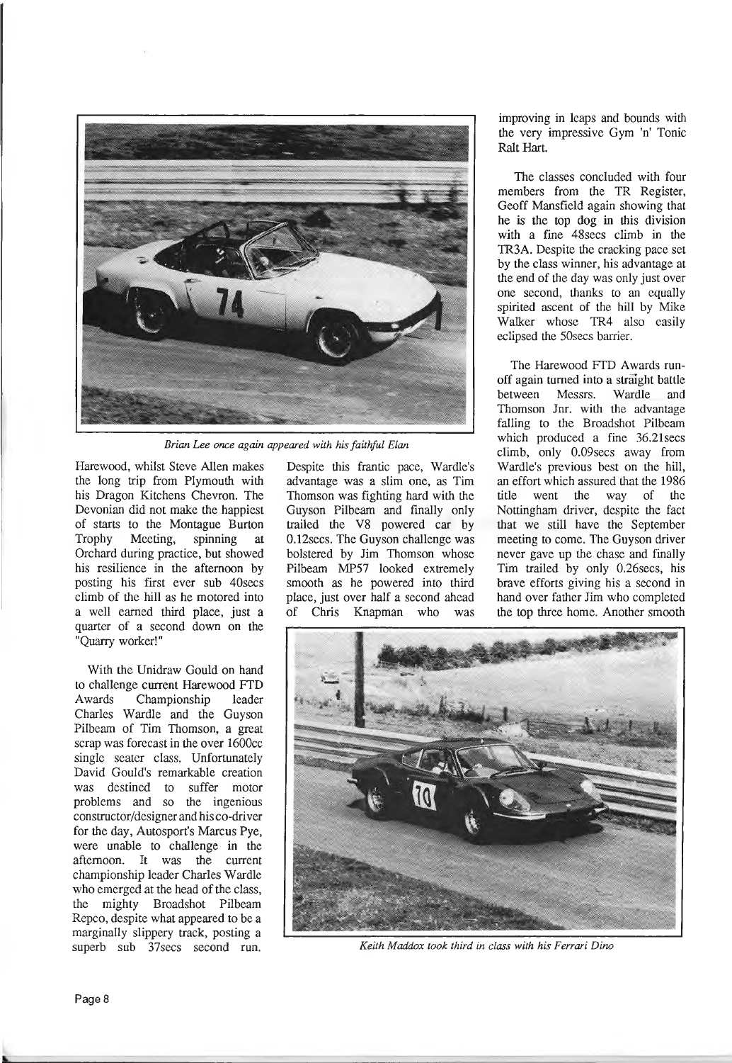*Brian Lee once again appeared with his faithful Elan*

Harewood, whilst Steve Allen makes the long trip from Plymouth with his Dragon Kitchens Chevron. The Devonian did not make the happiest of starts to the Montague Burton Trophy Meeting, spinning at Orchard during practice, but showed his resilience in the afternoon by posting his first ever sub 40secs climb of the hill as he motored into a well earned third place, just a quarter of a second down on the "Quarry worker!"

With the Unidraw Gould on hand to challenge current Harewood FTD Awards Championship leader Charles Wardle and the Guyson Pilbeam of Tim Thomson, a great scrap was forecast in the over 1600cc single seater class. Unfortunately David Gould's remarkable creation was destined to suffer motor problems and so the ingenious constructor/designer and his co-driver for the day, Autosport's Marcus Pye, were unable to challenge in the afternoon. It was the current championship leader Charles Wardle who emerged at the head of the class, the mighty Broadshot Pilbeam Repco, despite what appeared to be a marginally slippery track, posting a superb sub 37secs second run. Despite this frantic pace, Wardle's advantage was a slim one, as Tim Thomson was fighting hard with the Guyson Pilbeam and finally only trailed the V8 powered car by 0.12secs. The Guyson challenge was bolstered by Jim Thomson whose Pilbeam MP57 looked extremely smooth as he powered into third place, just over half a second ahead of Chris Knapman who was improving in leaps and bounds with the very impressive Gym 'n' Tonic Ralt Hart.

The classes concluded with four members from the TR Register, Geoff Mansfield again showing that he is the top dog in this division with a fine 48secs climb in the TR3A. Despite the cracking pace set by the class winner, his advantage at the end of the day was only just over one second, thanks to an equally spirited ascent of the hill by Mike Walker whose TR4 also easily eclipsed the 50secs barrier.

The Harewood FTD Awards run-off again turned into a straight battle between Messrs. Wardle and Thomson Jnr. with the advantage falling to the Broadshot Pilbeam which produced a fine 36.21secs climb, only 0.09secs away from Wardle's previous best on the hill, an effort which assured that the 1986 title went the way of the Nottingham driver, despite the fact that we still have the September meeting to come. The Guyson driver never gave up the chase and finally Tim trailed by only 0.26secs, his brave efforts giving his a second in hand over father Jim who completed the top three home. Another smooth

*Keith Maddox took third in class with his Ferrari Dino*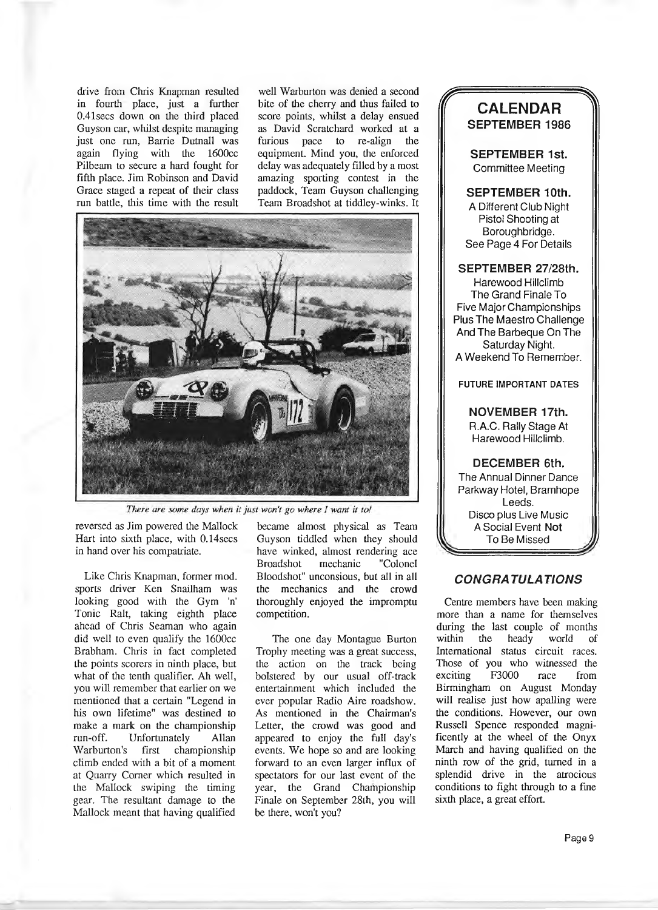drive from Chris Knapman resulted in fourth place, just a further 0.41secs down on the third placed Guyson car, whilst despite managing just one run, Barrie Dutnall was again flying with the 1600cc Pilbeam to secure a hard fought for fifth place. Jim Robinson and David Grace staged a repeat of their class run battle, this time with the result reversed as Jim powered the Mallock Hart into sixth place, with 0.14secs in hand over his compatriate.

Like Chris Knapman, former mod. sports driver Ken Snailham was looking good with the Gym 'n' Tonic Ralt, taking eighth place ahead of Chris Seaman who again did well to even qualify the 1600cc Brabham. Chris in fact completed the points scorers in ninth place, but what of the tenth qualifier. Ah well, you will remember that earlier on we mentioned that a certain "Legend in his own lifetime" was destined to make a mark on the championship run-off. Unfortunately Allan Warburton's first championship climb ended with a bit of a moment at Quarry Corner which resulted in the Mallock swiping the timing gear. The resultant damage to the Mallock meant that having qualified well Warburton was denied a second bite of the cherry and thus failed to score points, whilst a delay ensued as David Scratchard worked at a furious pace to re-align the equipment. Mind you, the enforced delay was adequately filled by a most amazing sporting contest in the paddock, Team Guyson challenging Team Broadshot at tiddley-winks. It became almost physical as Team Guyson tiddled when they should have winked, almost rendering ace Broadshot mechanic "Colonel Bloodshot" unconsious, but all in all the mechanics and the crowd thoroughly enjoyed the impromptu competition.

*There are some days when it just won't go where I want it to!*

The one day Montague Burton Trophy meeting was a great success, the action on the track being bolstered by our usual off-track entertainment which included the ever popular Radio Aire roadshow. As mentioned in the Chairman's Letter, the crowd was good and appeared to enjoy the full day's events. We hope so and are looking forward to an even larger influx of spectators for our last event of the year, the Grand Championship Finale on September 28th, you will be there, won't you?

## CALENDAR
### SEPTEMBER 1986

**SEPTEMBER 1st.**
Committee Meeting

**SEPTEMBER 10th.**
A Different Club Night
Pistol Shooting at Boroughbridge.
See Page 4 For Details

**SEPTEMBER 27/28th.**
Harewood Hillclimb
The Grand Finale To Five Major Championships Plus The Maestro Challenge And The Barbeque On The Saturday Night.
A Weekend To Remember.

**FUTURE IMPORTANT DATES**

**NOVEMBER 17th.**
R.A.C. Rally Stage At Harewood Hillclimb.

**DECEMBER 6th.**
The Annual Dinner Dance
Parkway Hotel, Bramhope Leeds.
Disco plus Live Music
A Social Event **Not** To Be Missed

## *CONGRATULATIONS*

Centre members have been making more than a name for themselves during the last couple of months within the heady world of International status circuit races. Those of you who witnessed the exciting F3000 race from Birmingham on August Monday will realise just how apalling were the conditions. However, our own Russell Spence responded magnificently at the wheel of the Onyx March and having qualified on the ninth row of the grid, turned in a splendid drive in the atrocious conditions to fight through to a fine sixth place, a great effort.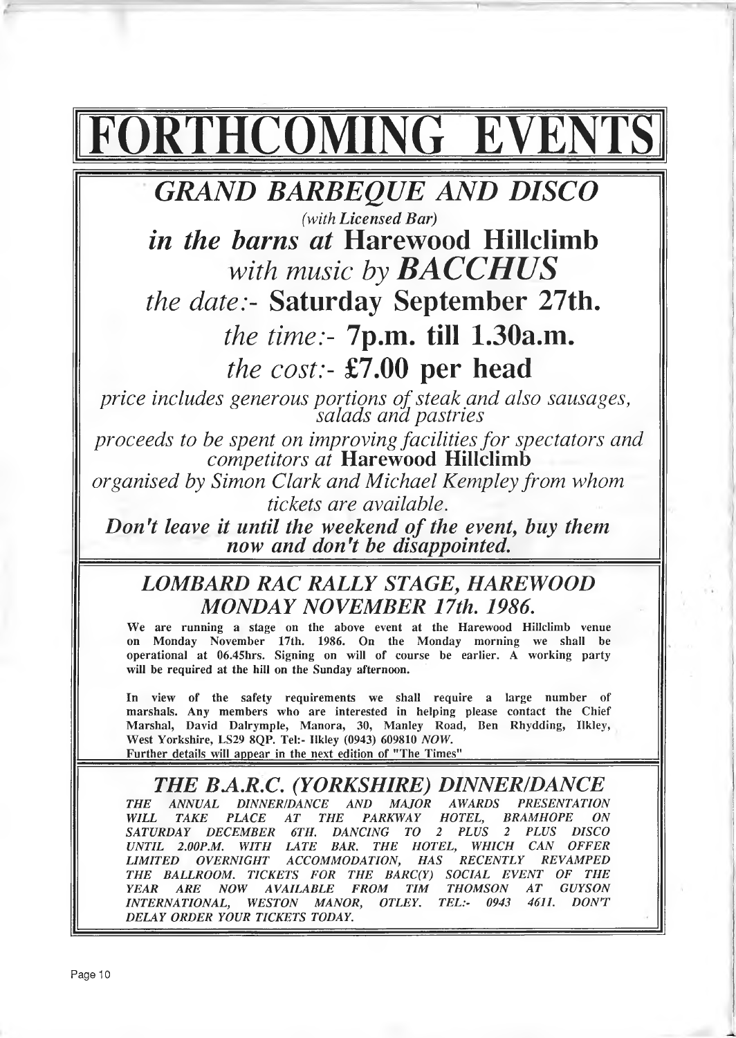# FORTHCOMING EVENTS

## *GRAND BARBEQUE AND DISCO*

*(with Licensed Bar)*

### *in the barns at* **Harewood Hillclimb**

### *with music by* ***BACCHUS***

### *the date:-* **Saturday September 27th.**

### *the time:-* **7p.m. till 1.30a.m.**

### *the cost:-* **£7.00 per head**

*price includes generous portions of steak and also sausages, salads and pastries*

*proceeds to be spent on improving facilities for spectators and competitors at* **Harewood Hillclimb**

*organised by Simon Clark and Michael Kempley from whom tickets are available.*

***Don't leave it until the weekend of the event, buy them now and don't be disappointed.***

## *LOMBARD RAC RALLY STAGE, HAREWOOD MONDAY NOVEMBER 17th. 1986.*

**We are running a stage on the above event at the Harewood Hillclimb venue on Monday November 17th. 1986. On the Monday morning we shall be operational at 06.45hrs. Signing on will of course be earlier. A working party will be required at the hill on the Sunday afternoon.**

**In view of the safety requirements we shall require a large number of marshals. Any members who are interested in helping please contact the Chief Marshal, David Dalrymple, Manora, 30, Manley Road, Ben Rhydding, Ilkley, West Yorkshire, LS29 8QP. Tel:- Ilkley (0943) 609810 *NOW*.**
**Further details will appear in the next edition of "The Times"**

## *THE B.A.R.C. (YORKSHIRE) DINNER/DANCE*

***THE ANNUAL DINNER/DANCE AND MAJOR AWARDS PRESENTATION WILL TAKE PLACE AT THE PARKWAY HOTEL, BRAMHOPE ON SATURDAY DECEMBER 6TH. DANCING TO 2 PLUS 2 PLUS DISCO UNTIL 2.00P.M. WITH LATE BAR. THE HOTEL, WHICH CAN OFFER LIMITED OVERNIGHT ACCOMMODATION, HAS RECENTLY REVAMPED THE BALLROOM. TICKETS FOR THE BARC(Y) SOCIAL EVENT OF THE YEAR ARE NOW AVAILABLE FROM TIM THOMSON AT GUYSON INTERNATIONAL, WESTON MANOR, OTLEY. TEL:- 0943 4611. DON'T DELAY ORDER YOUR TICKETS TODAY.***